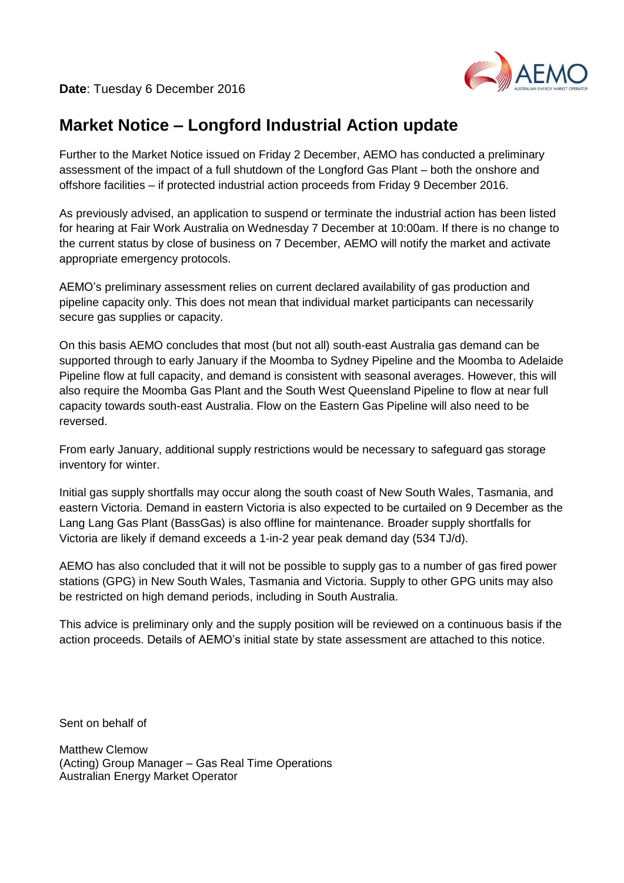**Date**: Tuesday 6 December 2016

# Market Notice – Longford Industrial Action update

Further to the Market Notice issued on Friday 2 December, AEMO has conducted a preliminary assessment of the impact of a full shutdown of the Longford Gas Plant – both the onshore and offshore facilities – if protected industrial action proceeds from Friday 9 December 2016.

As previously advised, an application to suspend or terminate the industrial action has been listed for hearing at Fair Work Australia on Wednesday 7 December at 10:00am. If there is no change to the current status by close of business on 7 December, AEMO will notify the market and activate appropriate emergency protocols.

AEMO's preliminary assessment relies on current declared availability of gas production and pipeline capacity only. This does not mean that individual market participants can necessarily secure gas supplies or capacity.

On this basis AEMO concludes that most (but not all) south-east Australia gas demand can be supported through to early January if the Moomba to Sydney Pipeline and the Moomba to Adelaide Pipeline flow at full capacity, and demand is consistent with seasonal averages. However, this will also require the Moomba Gas Plant and the South West Queensland Pipeline to flow at near full capacity towards south-east Australia. Flow on the Eastern Gas Pipeline will also need to be reversed.

From early January, additional supply restrictions would be necessary to safeguard gas storage inventory for winter.

Initial gas supply shortfalls may occur along the south coast of New South Wales, Tasmania, and eastern Victoria. Demand in eastern Victoria is also expected to be curtailed on 9 December as the Lang Lang Gas Plant (BassGas) is also offline for maintenance. Broader supply shortfalls for Victoria are likely if demand exceeds a 1-in-2 year peak demand day (534 TJ/d).

AEMO has also concluded that it will not be possible to supply gas to a number of gas fired power stations (GPG) in New South Wales, Tasmania and Victoria. Supply to other GPG units may also be restricted on high demand periods, including in South Australia.

This advice is preliminary only and the supply position will be reviewed on a continuous basis if the action proceeds. Details of AEMO's initial state by state assessment are attached to this notice.

Sent on behalf of

Matthew Clemow
(Acting) Group Manager – Gas Real Time Operations
Australian Energy Market Operator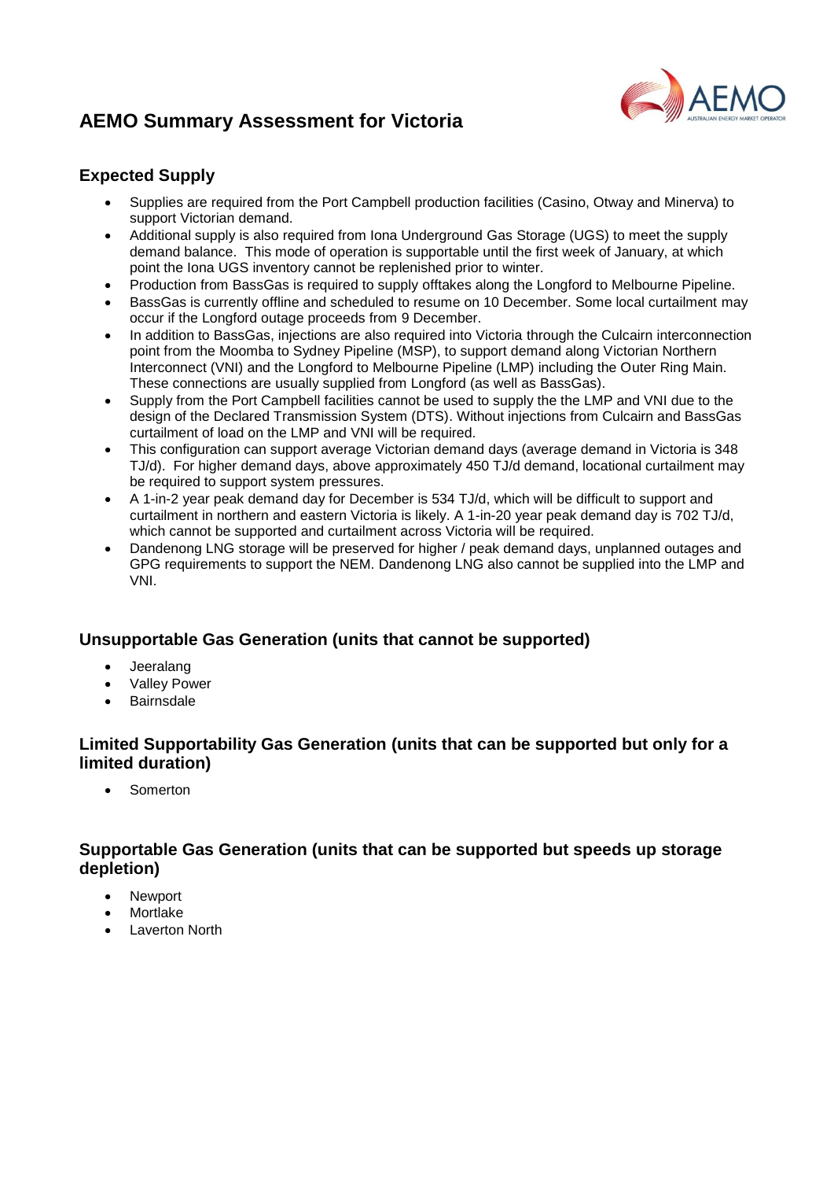# AEMO Summary Assessment for Victoria

## Expected Supply

- Supplies are required from the Port Campbell production facilities (Casino, Otway and Minerva) to support Victorian demand.
- Additional supply is also required from Iona Underground Gas Storage (UGS) to meet the supply demand balance. This mode of operation is supportable until the first week of January, at which point the Iona UGS inventory cannot be replenished prior to winter.
- Production from BassGas is required to supply offtakes along the Longford to Melbourne Pipeline.
- BassGas is currently offline and scheduled to resume on 10 December. Some local curtailment may occur if the Longford outage proceeds from 9 December.
- In addition to BassGas, injections are also required into Victoria through the Culcairn interconnection point from the Moomba to Sydney Pipeline (MSP), to support demand along Victorian Northern Interconnect (VNI) and the Longford to Melbourne Pipeline (LMP) including the Outer Ring Main. These connections are usually supplied from Longford (as well as BassGas).
- Supply from the Port Campbell facilities cannot be used to supply the the LMP and VNI due to the design of the Declared Transmission System (DTS). Without injections from Culcairn and BassGas curtailment of load on the LMP and VNI will be required.
- This configuration can support average Victorian demand days (average demand in Victoria is 348 TJ/d). For higher demand days, above approximately 450 TJ/d demand, locational curtailment may be required to support system pressures.
- A 1-in-2 year peak demand day for December is 534 TJ/d, which will be difficult to support and curtailment in northern and eastern Victoria is likely. A 1-in-20 year peak demand day is 702 TJ/d, which cannot be supported and curtailment across Victoria will be required.
- Dandenong LNG storage will be preserved for higher / peak demand days, unplanned outages and GPG requirements to support the NEM. Dandenong LNG also cannot be supplied into the LMP and VNI.

## Unsupportable Gas Generation (units that cannot be supported)

- Jeeralang
- Valley Power
- Bairnsdale

## Limited Supportability Gas Generation (units that can be supported but only for a limited duration)

- Somerton

## Supportable Gas Generation (units that can be supported but speeds up storage depletion)

- Newport
- Mortlake
- Laverton North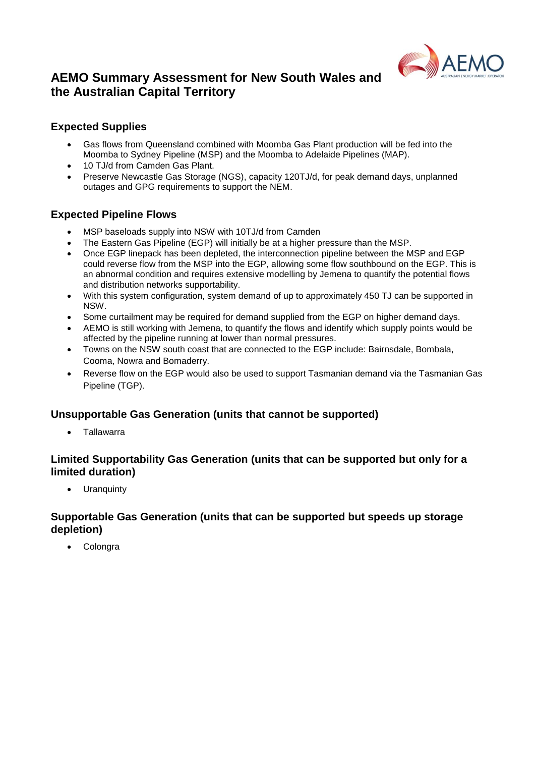# AEMO Summary Assessment for New South Wales and the Australian Capital Territory

## Expected Supplies

- Gas flows from Queensland combined with Moomba Gas Plant production will be fed into the Moomba to Sydney Pipeline (MSP) and the Moomba to Adelaide Pipelines (MAP).
- 10 TJ/d from Camden Gas Plant.
- Preserve Newcastle Gas Storage (NGS), capacity 120TJ/d, for peak demand days, unplanned outages and GPG requirements to support the NEM.

## Expected Pipeline Flows

- MSP baseloads supply into NSW with 10TJ/d from Camden
- The Eastern Gas Pipeline (EGP) will initially be at a higher pressure than the MSP.
- Once EGP linepack has been depleted, the interconnection pipeline between the MSP and EGP could reverse flow from the MSP into the EGP, allowing some flow southbound on the EGP. This is an abnormal condition and requires extensive modelling by Jemena to quantify the potential flows and distribution networks supportability.
- With this system configuration, system demand of up to approximately 450 TJ can be supported in NSW.
- Some curtailment may be required for demand supplied from the EGP on higher demand days.
- AEMO is still working with Jemena, to quantify the flows and identify which supply points would be affected by the pipeline running at lower than normal pressures.
- Towns on the NSW south coast that are connected to the EGP include: Bairnsdale, Bombala, Cooma, Nowra and Bomaderry.
- Reverse flow on the EGP would also be used to support Tasmanian demand via the Tasmanian Gas Pipeline (TGP).

## Unsupportable Gas Generation (units that cannot be supported)

- Tallawarra

## Limited Supportability Gas Generation (units that can be supported but only for a limited duration)

- Uranquinty

## Supportable Gas Generation (units that can be supported but speeds up storage depletion)

- Colongra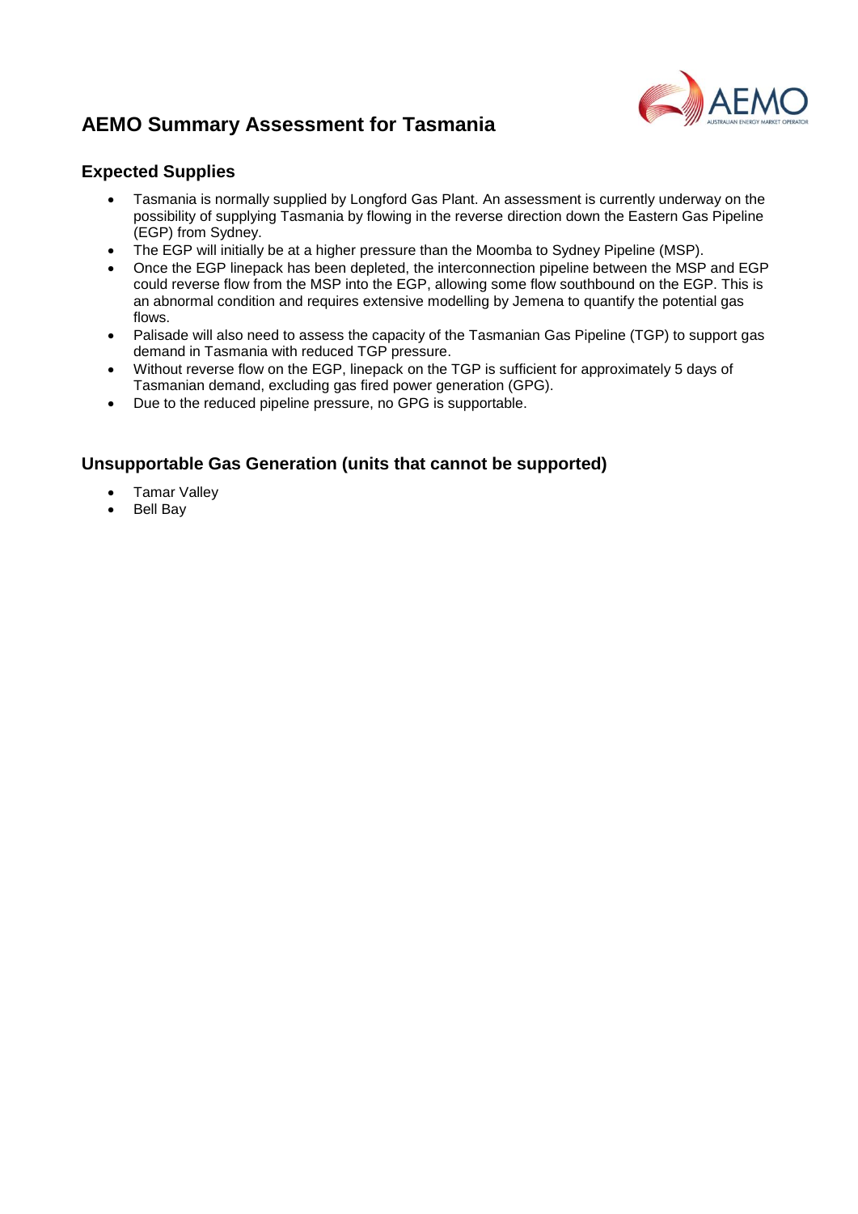# AEMO Summary Assessment for Tasmania

## Expected Supplies

- Tasmania is normally supplied by Longford Gas Plant. An assessment is currently underway on the possibility of supplying Tasmania by flowing in the reverse direction down the Eastern Gas Pipeline (EGP) from Sydney.
- The EGP will initially be at a higher pressure than the Moomba to Sydney Pipeline (MSP).
- Once the EGP linepack has been depleted, the interconnection pipeline between the MSP and EGP could reverse flow from the MSP into the EGP, allowing some flow southbound on the EGP. This is an abnormal condition and requires extensive modelling by Jemena to quantify the potential gas flows.
- Palisade will also need to assess the capacity of the Tasmanian Gas Pipeline (TGP) to support gas demand in Tasmania with reduced TGP pressure.
- Without reverse flow on the EGP, linepack on the TGP is sufficient for approximately 5 days of Tasmanian demand, excluding gas fired power generation (GPG).
- Due to the reduced pipeline pressure, no GPG is supportable.

## Unsupportable Gas Generation (units that cannot be supported)

- Tamar Valley
- Bell Bay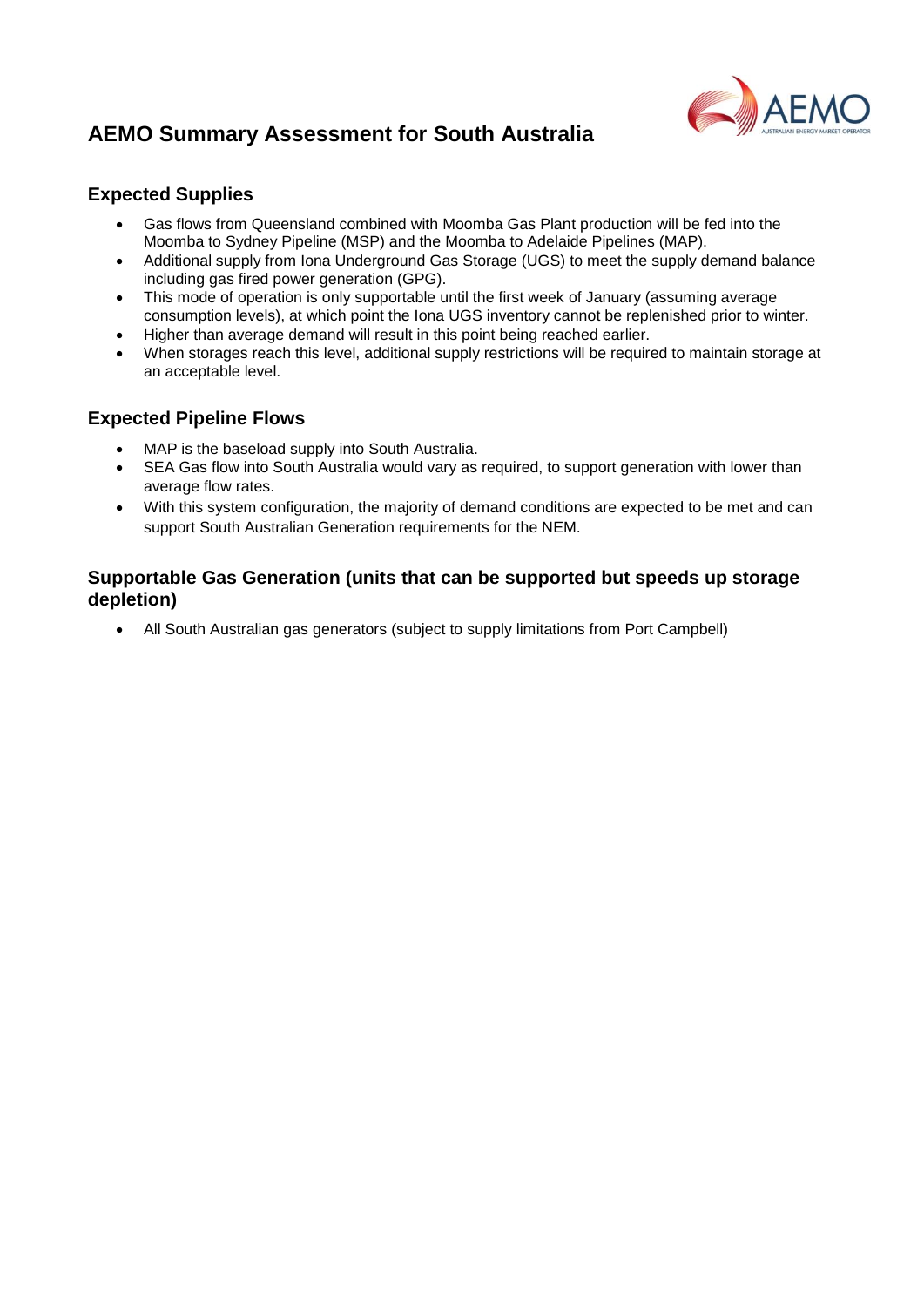# AEMO Summary Assessment for South Australia

## Expected Supplies

- Gas flows from Queensland combined with Moomba Gas Plant production will be fed into the Moomba to Sydney Pipeline (MSP) and the Moomba to Adelaide Pipelines (MAP).
- Additional supply from Iona Underground Gas Storage (UGS) to meet the supply demand balance including gas fired power generation (GPG).
- This mode of operation is only supportable until the first week of January (assuming average consumption levels), at which point the Iona UGS inventory cannot be replenished prior to winter.
- Higher than average demand will result in this point being reached earlier.
- When storages reach this level, additional supply restrictions will be required to maintain storage at an acceptable level.

## Expected Pipeline Flows

- MAP is the baseload supply into South Australia.
- SEA Gas flow into South Australia would vary as required, to support generation with lower than average flow rates.
- With this system configuration, the majority of demand conditions are expected to be met and can support South Australian Generation requirements for the NEM.

## Supportable Gas Generation (units that can be supported but speeds up storage depletion)

- All South Australian gas generators (subject to supply limitations from Port Campbell)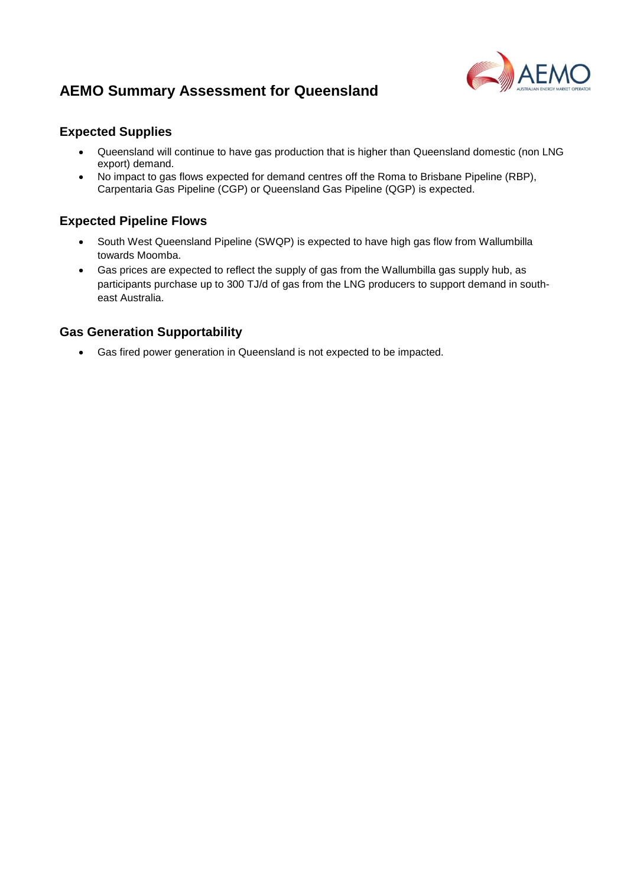# AEMO Summary Assessment for Queensland

## Expected Supplies

- Queensland will continue to have gas production that is higher than Queensland domestic (non LNG export) demand.
- No impact to gas flows expected for demand centres off the Roma to Brisbane Pipeline (RBP), Carpentaria Gas Pipeline (CGP) or Queensland Gas Pipeline (QGP) is expected.

## Expected Pipeline Flows

- South West Queensland Pipeline (SWQP) is expected to have high gas flow from Wallumbilla towards Moomba.
- Gas prices are expected to reflect the supply of gas from the Wallumbilla gas supply hub, as participants purchase up to 300 TJ/d of gas from the LNG producers to support demand in south-east Australia.

## Gas Generation Supportability

- Gas fired power generation in Queensland is not expected to be impacted.